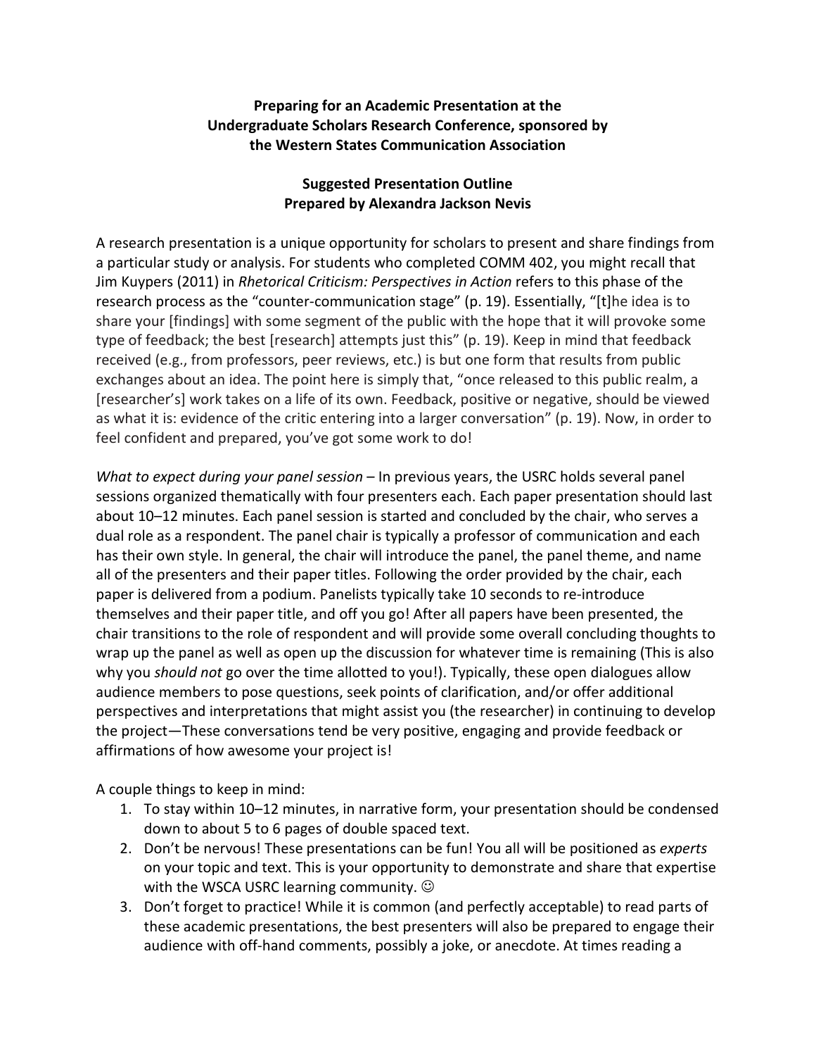**Preparing for an Academic Presentation at the Undergraduate Scholars Research Conference, sponsored by the Western States Communication Association**

**Suggested Presentation Outline**
**Prepared by Alexandra Jackson Nevis**

A research presentation is a unique opportunity for scholars to present and share findings from a particular study or analysis. For students who completed COMM 402, you might recall that Jim Kuypers (2011) in *Rhetorical Criticism: Perspectives in Action* refers to this phase of the research process as the "counter-communication stage" (p. 19). Essentially, "[t]he idea is to share your [findings] with some segment of the public with the hope that it will provoke some type of feedback; the best [research] attempts just this" (p. 19). Keep in mind that feedback received (e.g., from professors, peer reviews, etc.) is but one form that results from public exchanges about an idea. The point here is simply that, "once released to this public realm, a [researcher's] work takes on a life of its own. Feedback, positive or negative, should be viewed as what it is: evidence of the critic entering into a larger conversation" (p. 19). Now, in order to feel confident and prepared, you've got some work to do!

*What to expect during your panel session* – In previous years, the USRC holds several panel sessions organized thematically with four presenters each. Each paper presentation should last about 10–12 minutes. Each panel session is started and concluded by the chair, who serves a dual role as a respondent. The panel chair is typically a professor of communication and each has their own style. In general, the chair will introduce the panel, the panel theme, and name all of the presenters and their paper titles. Following the order provided by the chair, each paper is delivered from a podium. Panelists typically take 10 seconds to re-introduce themselves and their paper title, and off you go! After all papers have been presented, the chair transitions to the role of respondent and will provide some overall concluding thoughts to wrap up the panel as well as open up the discussion for whatever time is remaining (This is also why you *should not* go over the time allotted to you!). Typically, these open dialogues allow audience members to pose questions, seek points of clarification, and/or offer additional perspectives and interpretations that might assist you (the researcher) in continuing to develop the project—These conversations tend be very positive, engaging and provide feedback or affirmations of how awesome your project is!

A couple things to keep in mind:

1. To stay within 10–12 minutes, in narrative form, your presentation should be condensed down to about 5 to 6 pages of double spaced text.
2. Don't be nervous! These presentations can be fun! You all will be positioned as *experts* on your topic and text. This is your opportunity to demonstrate and share that expertise with the WSCA USRC learning community. ☺
3. Don't forget to practice! While it is common (and perfectly acceptable) to read parts of these academic presentations, the best presenters will also be prepared to engage their audience with off-hand comments, possibly a joke, or anecdote. At times reading a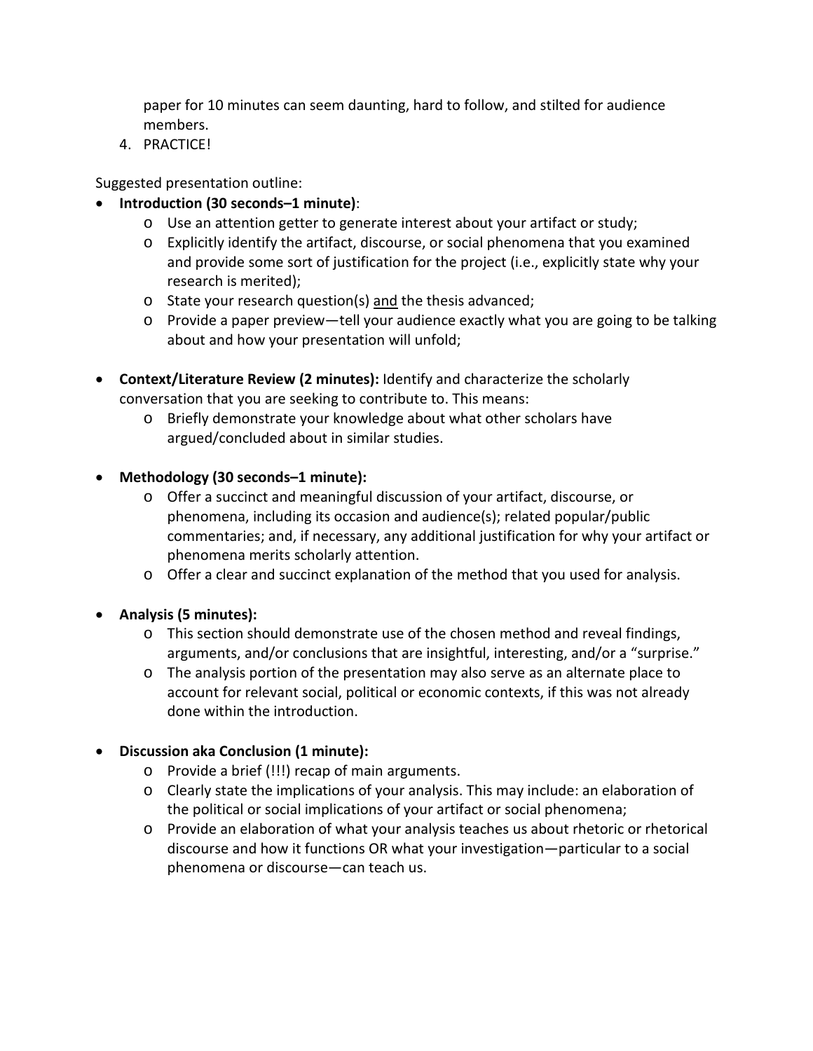paper for 10 minutes can seem daunting, hard to follow, and stilted for audience members.

4. PRACTICE!

Suggested presentation outline:

- **Introduction (30 seconds–1 minute)**:
    - Use an attention getter to generate interest about your artifact or study;
    - Explicitly identify the artifact, discourse, or social phenomena that you examined and provide some sort of justification for the project (i.e., explicitly state why your research is merited);
    - State your research question(s) <u>and</u> the thesis advanced;
    - Provide a paper preview—tell your audience exactly what you are going to be talking about and how your presentation will unfold;

- **Context/Literature Review (2 minutes):** Identify and characterize the scholarly conversation that you are seeking to contribute to. This means:
    - Briefly demonstrate your knowledge about what other scholars have argued/concluded about in similar studies.

- **Methodology (30 seconds–1 minute):**
    - Offer a succinct and meaningful discussion of your artifact, discourse, or phenomena, including its occasion and audience(s); related popular/public commentaries; and, if necessary, any additional justification for why your artifact or phenomena merits scholarly attention.
    - Offer a clear and succinct explanation of the method that you used for analysis.

- **Analysis (5 minutes):**
    - This section should demonstrate use of the chosen method and reveal findings, arguments, and/or conclusions that are insightful, interesting, and/or a "surprise."
    - The analysis portion of the presentation may also serve as an alternate place to account for relevant social, political or economic contexts, if this was not already done within the introduction.

- **Discussion aka Conclusion (1 minute):**
    - Provide a brief (!!!) recap of main arguments.
    - Clearly state the implications of your analysis. This may include: an elaboration of the political or social implications of your artifact or social phenomena;
    - Provide an elaboration of what your analysis teaches us about rhetoric or rhetorical discourse and how it functions OR what your investigation—particular to a social phenomena or discourse—can teach us.